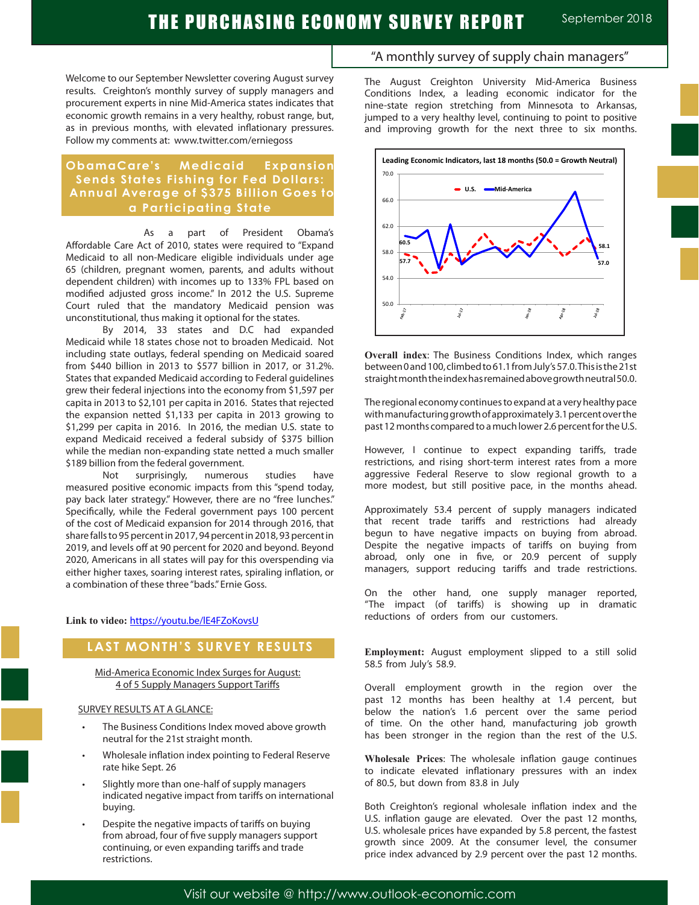# THE PURCHASING ECONOMY SURVEY REPORT

September 2018

"A monthly survey of supply chain managers"

Welcome to our September Newsletter covering August survey results. Creighton's monthly survey of supply managers and procurement experts in nine Mid-America states indicates that economic growth remains in a very healthy, robust range, but, as in previous months, with elevated inflationary pressures. Follow my comments at: www.twitter.com/erniegoss

## ObamaCare's Medicaid Expansion Sends States Fishing for Fed Dollars: Annual Average of $375 Billion Goes to a Participating State

As a part of President Obama's Affordable Care Act of 2010, states were required to "Expand Medicaid to all non-Medicare eligible individuals under age 65 (children, pregnant women, parents, and adults without dependent children) with incomes up to 133% FPL based on modified adjusted gross income." In 2012 the U.S. Supreme Court ruled that the mandatory Medicaid pension was unconstitutional, thus making it optional for the states.

By 2014, 33 states and D.C had expanded Medicaid while 18 states chose not to broaden Medicaid. Not including state outlays, federal spending on Medicaid soared from $440 billion in 2013 to $577 billion in 2017, or 31.2%. States that expanded Medicaid according to Federal guidelines grew their federal injections into the economy from $1,597 per capita in 2013 to $2,101 per capita in 2016. States that rejected the expansion netted $1,133 per capita in 2013 growing to $1,299 per capita in 2016. In 2016, the median U.S. state to expand Medicaid received a federal subsidy of $375 billion while the median non-expanding state netted a much smaller $189 billion from the federal government.

Not surprisingly, numerous studies have measured positive economic impacts from this "spend today, pay back later strategy." However, there are no "free lunches." Specifically, while the Federal government pays 100 percent of the cost of Medicaid expansion for 2014 through 2016, that share falls to 95 percent in 2017, 94 percent in 2018, 93 percent in 2019, and levels off at 90 percent for 2020 and beyond. Beyond 2020, Americans in all states will pay for this overspending via either higher taxes, soaring interest rates, spiraling inflation, or a combination of these three "bads." Ernie Goss.

**Link to video:** https://youtu.be/lE4FZoKovsU

## LAST MONTH'S SURVEY RESULTS

Mid-America Economic Index Surges for August:
4 of 5 Supply Managers Support Tariffs

SURVEY RESULTS AT A GLANCE:

- The Business Conditions Index moved above growth neutral for the 21st straight month.
- Wholesale inflation index pointing to Federal Reserve rate hike Sept. 26
- Slightly more than one-half of supply managers indicated negative impact from tariffs on international buying.
- Despite the negative impacts of tariffs on buying from abroad, four of five supply managers support continuing, or even expanding tariffs and trade restrictions.

The August Creighton University Mid-America Business Conditions Index, a leading economic indicator for the nine-state region stretching from Minnesota to Arkansas, jumped to a very healthy level, continuing to point to positive and improving growth for the next three to six months.

**Leading Economic Indicators, last 18 months (50.0 = Growth Neutral)**

[Line chart: U.S. (dashed red) and Mid-America (solid blue), Feb-17 to Jul-18. Y-axis 50.0–70.0. Labeled values: Mid-America 60.5 start, 57.0 end; U.S. 57.7 start, 58.1 end.]

**Overall index**: The Business Conditions Index, which ranges between 0 and 100, climbed to 61.1 from July's 57.0. This is the 21st straight month the index has remained above growth neutral 50.0.

The regional economy continues to expand at a very healthy pace with manufacturing growth of approximately 3.1 percent over the past 12 months compared to a much lower 2.6 percent for the U.S.

However, I continue to expect expanding tariffs, trade restrictions, and rising short-term interest rates from a more aggressive Federal Reserve to slow regional growth to a more modest, but still positive pace, in the months ahead.

Approximately 53.4 percent of supply managers indicated that recent trade tariffs and restrictions had already begun to have negative impacts on buying from abroad. Despite the negative impacts of tariffs on buying from abroad, only one in five, or 20.9 percent of supply managers, support reducing tariffs and trade restrictions.

On the other hand, one supply manager reported, "The impact (of tariffs) is showing up in dramatic reductions of orders from our customers.

**Employment:** August employment slipped to a still solid 58.5 from July's 58.9.

Overall employment growth in the region over the past 12 months has been healthy at 1.4 percent, but below the nation's 1.6 percent over the same period of time. On the other hand, manufacturing job growth has been stronger in the region than the rest of the U.S.

**Wholesale Prices**: The wholesale inflation gauge continues to indicate elevated inflationary pressures with an index of 80.5, but down from 83.8 in July

Both Creighton's regional wholesale inflation index and the U.S. inflation gauge are elevated. Over the past 12 months, U.S. wholesale prices have expanded by 5.8 percent, the fastest growth since 2009. At the consumer level, the consumer price index advanced by 2.9 percent over the past 12 months.

Visit our website @ http://www.outlook-economic.com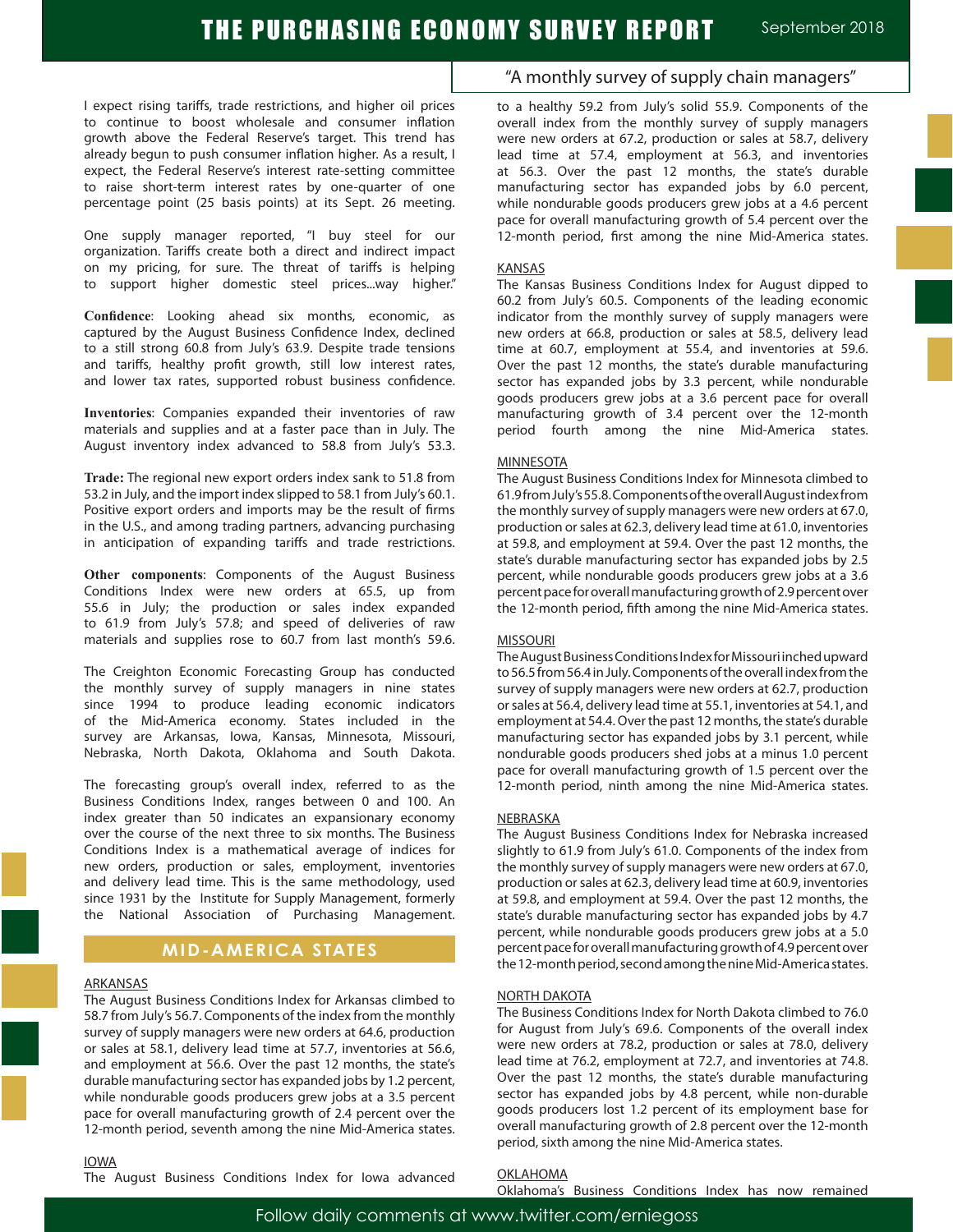I expect rising tariffs, trade restrictions, and higher oil prices to continue to boost wholesale and consumer inflation growth above the Federal Reserve's target. This trend has already begun to push consumer inflation higher. As a result, I expect, the Federal Reserve's interest rate-setting committee to raise short-term interest rates by one-quarter of one percentage point (25 basis points) at its Sept. 26 meeting.

One supply manager reported, "I buy steel for our organization. Tariffs create both a direct and indirect impact on my pricing, for sure. The threat of tariffs is helping to support higher domestic steel prices...way higher."

**Confidence**: Looking ahead six months, economic, as captured by the August Business Confidence Index, declined to a still strong 60.8 from July's 63.9. Despite trade tensions and tariffs, healthy profit growth, still low interest rates, and lower tax rates, supported robust business confidence.

**Inventories**: Companies expanded their inventories of raw materials and supplies and at a faster pace than in July. The August inventory index advanced to 58.8 from July's 53.3.

**Trade:** The regional new export orders index sank to 51.8 from 53.2 in July, and the import index slipped to 58.1 from July's 60.1. Positive export orders and imports may be the result of firms in the U.S., and among trading partners, advancing purchasing in anticipation of expanding tariffs and trade restrictions.

**Other components**: Components of the August Business Conditions Index were new orders at 65.5, up from 55.6 in July; the production or sales index expanded to 61.9 from July's 57.8; and speed of deliveries of raw materials and supplies rose to 60.7 from last month's 59.6.

The Creighton Economic Forecasting Group has conducted the monthly survey of supply managers in nine states since 1994 to produce leading economic indicators of the Mid-America economy. States included in the survey are Arkansas, Iowa, Kansas, Minnesota, Missouri, Nebraska, North Dakota, Oklahoma and South Dakota.

The forecasting group's overall index, referred to as the Business Conditions Index, ranges between 0 and 100. An index greater than 50 indicates an expansionary economy over the course of the next three to six months. The Business Conditions Index is a mathematical average of indices for new orders, production or sales, employment, inventories and delivery lead time. This is the same methodology, used since 1931 by the Institute for Supply Management, formerly the National Association of Purchasing Management.

## MID-AMERICA STATES

### ARKANSAS

The August Business Conditions Index for Arkansas climbed to 58.7 from July's 56.7. Components of the index from the monthly survey of supply managers were new orders at 64.6, production or sales at 58.1, delivery lead time at 57.7, inventories at 56.6, and employment at 56.6. Over the past 12 months, the state's durable manufacturing sector has expanded jobs by 1.2 percent, while nondurable goods producers grew jobs at a 3.5 percent pace for overall manufacturing growth of 2.4 percent over the 12-month period, seventh among the nine Mid-America states.

### IOWA

The August Business Conditions Index for Iowa advanced to a healthy 59.2 from July's solid 55.9. Components of the overall index from the monthly survey of supply managers were new orders at 67.2, production or sales at 58.7, delivery lead time at 57.4, employment at 56.3, and inventories at 56.3. Over the past 12 months, the state's durable manufacturing sector has expanded jobs by 6.0 percent, while nondurable goods producers grew jobs at a 4.6 percent pace for overall manufacturing growth of 5.4 percent over the 12-month period, first among the nine Mid-America states.

### KANSAS

The Kansas Business Conditions Index for August dipped to 60.2 from July's 60.5. Components of the leading economic indicator from the monthly survey of supply managers were new orders at 66.8, production or sales at 58.5, delivery lead time at 60.7, employment at 55.4, and inventories at 59.6. Over the past 12 months, the state's durable manufacturing sector has expanded jobs by 3.3 percent, while nondurable goods producers grew jobs at a 3.6 percent pace for overall manufacturing growth of 3.4 percent over the 12-month period fourth among the nine Mid-America states.

### MINNESOTA

The August Business Conditions Index for Minnesota climbed to 61.9 from July's 55.8. Components of the overall August index from the monthly survey of supply managers were new orders at 67.0, production or sales at 62.3, delivery lead time at 61.0, inventories at 59.8, and employment at 59.4. Over the past 12 months, the state's durable manufacturing sector has expanded jobs by 2.5 percent, while nondurable goods producers grew jobs at a 3.6 percent pace for overall manufacturing growth of 2.9 percent over the 12-month period, fifth among the nine Mid-America states.

### MISSOURI

The August Business Conditions Index for Missouri inched upward to 56.5 from 56.4 in July. Components of the overall index from the survey of supply managers were new orders at 62.7, production or sales at 56.4, delivery lead time at 55.1, inventories at 54.1, and employment at 54.4. Over the past 12 months, the state's durable manufacturing sector has expanded jobs by 3.1 percent, while nondurable goods producers shed jobs at a minus 1.0 percent pace for overall manufacturing growth of 1.5 percent over the 12-month period, ninth among the nine Mid-America states.

### NEBRASKA

The August Business Conditions Index for Nebraska increased slightly to 61.9 from July's 61.0. Components of the index from the monthly survey of supply managers were new orders at 67.0, production or sales at 62.3, delivery lead time at 60.9, inventories at 59.8, and employment at 59.4. Over the past 12 months, the state's durable manufacturing sector has expanded jobs by 4.7 percent, while nondurable goods producers grew jobs at a 5.0 percent pace for overall manufacturing growth of 4.9 percent over the 12-month period, second among the nine Mid-America states.

### NORTH DAKOTA

The Business Conditions Index for North Dakota climbed to 76.0 for August from July's 69.6. Components of the overall index were new orders at 78.2, production or sales at 78.0, delivery lead time at 76.2, employment at 72.7, and inventories at 74.8. Over the past 12 months, the state's durable manufacturing sector has expanded jobs by 4.8 percent, while non-durable goods producers lost 1.2 percent of its employment base for overall manufacturing growth of 2.8 percent over the 12-month period, sixth among the nine Mid-America states.

### OKLAHOMA

Oklahoma's Business Conditions Index has now remained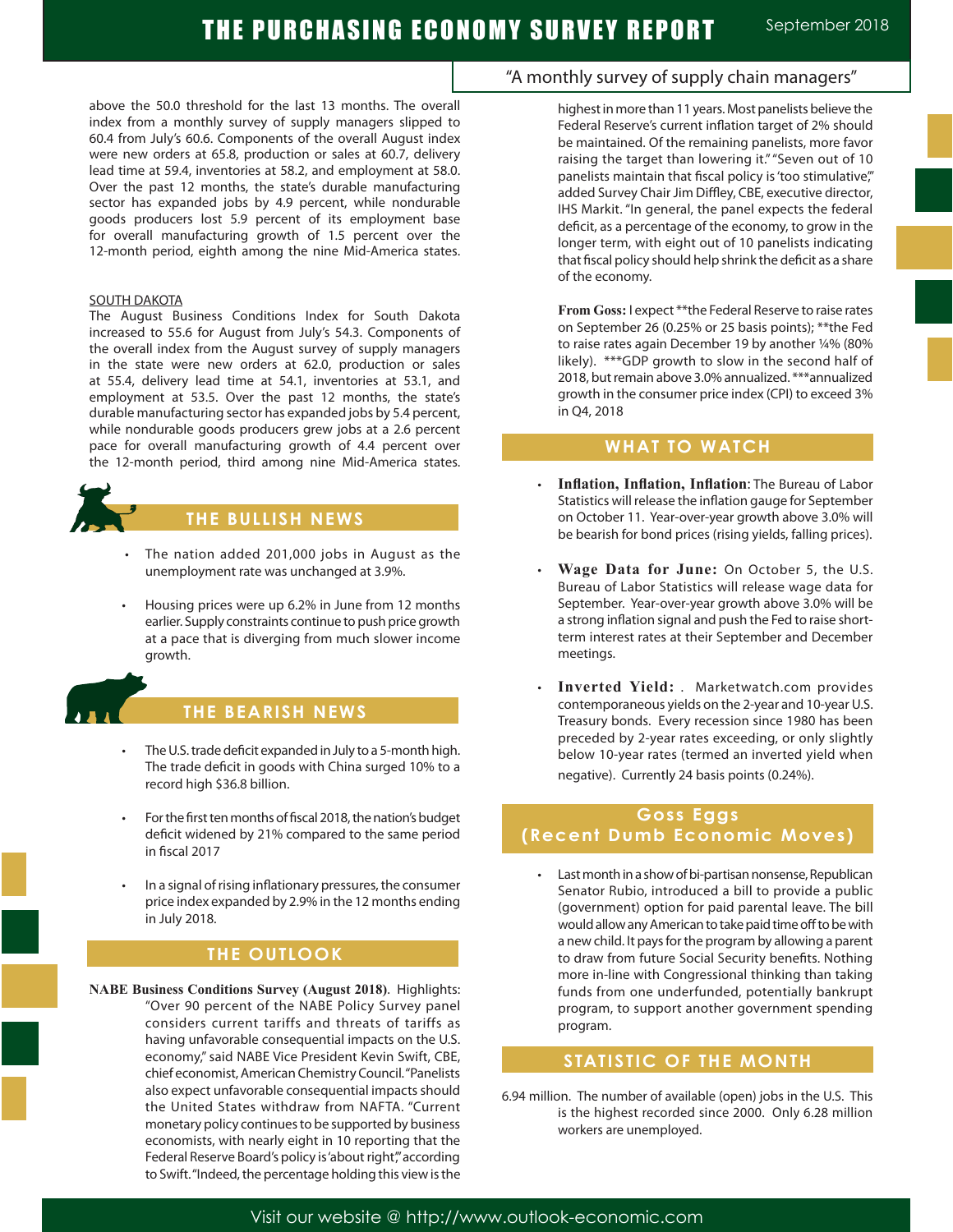above the 50.0 threshold for the last 13 months. The overall index from a monthly survey of supply managers slipped to 60.4 from July's 60.6. Components of the overall August index were new orders at 65.8, production or sales at 60.7, delivery lead time at 59.4, inventories at 58.2, and employment at 58.0. Over the past 12 months, the state's durable manufacturing sector has expanded jobs by 4.9 percent, while nondurable goods producers lost 5.9 percent of its employment base for overall manufacturing growth of 1.5 percent over the 12-month period, eighth among the nine Mid-America states.

SOUTH DAKOTA

The August Business Conditions Index for South Dakota increased to 55.6 for August from July's 54.3. Components of the overall index from the August survey of supply managers in the state were new orders at 62.0, production or sales at 55.4, delivery lead time at 54.1, inventories at 53.1, and employment at 53.5. Over the past 12 months, the state's durable manufacturing sector has expanded jobs by 5.4 percent, while nondurable goods producers grew jobs at a 2.6 percent pace for overall manufacturing growth of 4.4 percent over the 12-month period, third among nine Mid-America states.

## THE BULLISH NEWS

- The nation added 201,000 jobs in August as the unemployment rate was unchanged at 3.9%.
- Housing prices were up 6.2% in June from 12 months earlier. Supply constraints continue to push price growth at a pace that is diverging from much slower income growth.

## THE BEARISH NEWS

- The U.S. trade deficit expanded in July to a 5-month high. The trade deficit in goods with China surged 10% to a record high $36.8 billion.
- For the first ten months of fiscal 2018, the nation's budget deficit widened by 21% compared to the same period in fiscal 2017
- In a signal of rising inflationary pressures, the consumer price index expanded by 2.9% in the 12 months ending in July 2018.

## THE OUTLOOK

**NABE Business Conditions Survey (August 2018)**. Highlights: "Over 90 percent of the NABE Policy Survey panel considers current tariffs and threats of tariffs as having unfavorable consequential impacts on the U.S. economy," said NABE Vice President Kevin Swift, CBE, chief economist, American Chemistry Council. "Panelists also expect unfavorable consequential impacts should the United States withdraw from NAFTA. "Current monetary policy continues to be supported by business economists, with nearly eight in 10 reporting that the Federal Reserve Board's policy is 'about right'," according to Swift. "Indeed, the percentage holding this view is the highest in more than 11 years. Most panelists believe the Federal Reserve's current inflation target of 2% should be maintained. Of the remaining panelists, more favor raising the target than lowering it." "Seven out of 10 panelists maintain that fiscal policy is 'too stimulative'," added Survey Chair Jim Diffley, CBE, executive director, IHS Markit. "In general, the panel expects the federal deficit, as a percentage of the economy, to grow in the longer term, with eight out of 10 panelists indicating that fiscal policy should help shrink the deficit as a share of the economy.

**From Goss:** I expect **the Federal Reserve to raise rates on September 26 (0.25% or 25 basis points); **the Fed to raise rates again December 19 by another ¼% (80% likely). ***GDP growth to slow in the second half of 2018, but remain above 3.0% annualized. ***annualized growth in the consumer price index (CPI) to exceed 3% in Q4, 2018

## WHAT TO WATCH

- **Inflation, Inflation, Inflation**: The Bureau of Labor Statistics will release the inflation gauge for September on October 11. Year-over-year growth above 3.0% will be bearish for bond prices (rising yields, falling prices).
- **Wage Data for June:** On October 5, the U.S. Bureau of Labor Statistics will release wage data for September. Year-over-year growth above 3.0% will be a strong inflation signal and push the Fed to raise short-term interest rates at their September and December meetings.
- **Inverted Yield:** . Marketwatch.com provides contemporaneous yields on the 2-year and 10-year U.S. Treasury bonds. Every recession since 1980 has been preceded by 2-year rates exceeding, or only slightly below 10-year rates (termed an inverted yield when negative). Currently 24 basis points (0.24%).

## Goss Eggs (Recent Dumb Economic Moves)

- Last month in a show of bi-partisan nonsense, Republican Senator Rubio, introduced a bill to provide a public (government) option for paid parental leave. The bill would allow any American to take paid time off to be with a new child. It pays for the program by allowing a parent to draw from future Social Security benefits. Nothing more in-line with Congressional thinking than taking funds from one underfunded, potentially bankrupt program, to support another government spending program.

## STATISTIC OF THE MONTH

6.94 million. The number of available (open) jobs in the U.S. This is the highest recorded since 2000. Only 6.28 million workers are unemployed.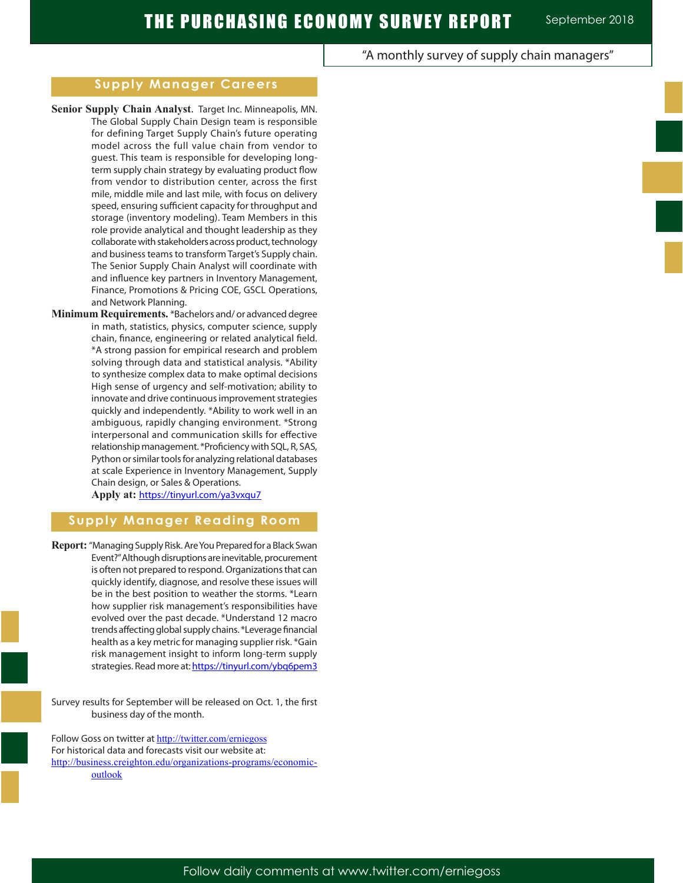## Supply Manager Careers

**Senior Supply Chain Analyst.** Target Inc. Minneapolis, MN. The Global Supply Chain Design team is responsible for defining Target Supply Chain's future operating model across the full value chain from vendor to guest. This team is responsible for developing long-term supply chain strategy by evaluating product flow from vendor to distribution center, across the first mile, middle mile and last mile, with focus on delivery speed, ensuring sufficient capacity for throughput and storage (inventory modeling). Team Members in this role provide analytical and thought leadership as they collaborate with stakeholders across product, technology and business teams to transform Target's Supply chain. The Senior Supply Chain Analyst will coordinate with and influence key partners in Inventory Management, Finance, Promotions & Pricing COE, GSCL Operations, and Network Planning.

**Minimum Requirements.** *Bachelors and/ or advanced degree in math, statistics, physics, computer science, supply chain, finance, engineering or related analytical field. *A strong passion for empirical research and problem solving through data and statistical analysis. *Ability to synthesize complex data to make optimal decisions High sense of urgency and self-motivation; ability to innovate and drive continuous improvement strategies quickly and independently. *Ability to work well in an ambiguous, rapidly changing environment. *Strong interpersonal and communication skills for effective relationship management. *Proficiency with SQL, R, SAS, Python or similar tools for analyzing relational databases at scale Experience in Inventory Management, Supply Chain design, or Sales & Operations.

**Apply at:** https://tinyurl.com/ya3vxqu7

## Supply Manager Reading Room

**Report:** "Managing Supply Risk. Are You Prepared for a Black Swan Event?" Although disruptions are inevitable, procurement is often not prepared to respond. Organizations that can quickly identify, diagnose, and resolve these issues will be in the best position to weather the storms. *Learn how supplier risk management's responsibilities have evolved over the past decade. *Understand 12 macro trends affecting global supply chains. *Leverage financial health as a key metric for managing supplier risk. *Gain risk management insight to inform long-term supply strategies. Read more at: https://tinyurl.com/ybq6pem3

Survey results for September will be released on Oct. 1, the first business day of the month.

Follow Goss on twitter at http://twitter.com/erniegoss
For historical data and forecasts visit our website at:
http://business.creighton.edu/organizations-programs/economic-outlook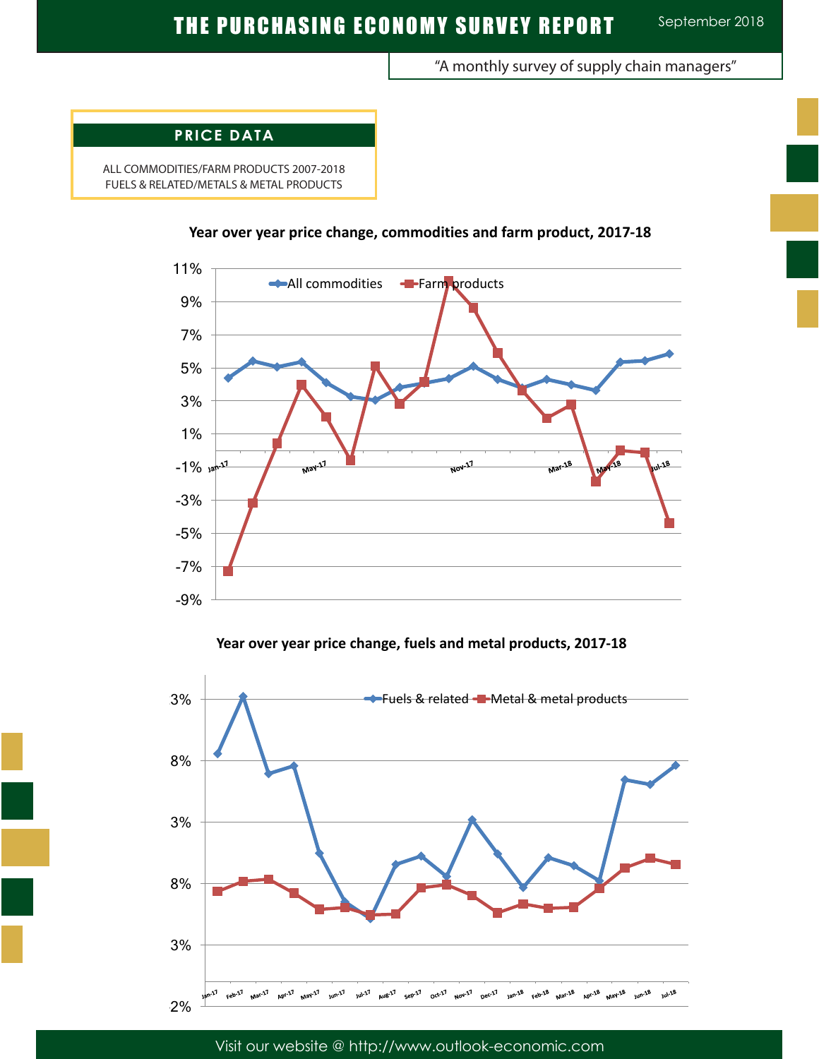# THE PURCHASING ECONOMY SURVEY REPORT

September 2018

"A monthly survey of supply chain managers"

## PRICE DATA

ALL COMMODITIES/FARM PRODUCTS 2007-2018
FUELS & RELATED/METALS & METAL PRODUCTS

### Year over year price change, commodities and farm product, 2017-18

All commodities
Farm products

11%
9%
7%
5%
3%
1%
-1%
-3%
-5%
-7%
-9%

Jan-17
May-17
Nov-17
Mar-18
May-18
Jul-18

### Year over year price change, fuels and metal products, 2017-18

Fuels & related
Metal & metal products

3%
8%
3%
8%
3%
2%

Jan-17
Feb-17
Mar-17
Apr-17
May-17
Jun-17
Jul-17
Aug-17
Sep-17
Oct-17
Nov-17
Dec-17
Jan-18
Feb-18
Mar-18
Apr-18
May-18
Jun-18
Jul-18

Visit our website @ http://www.outlook-economic.com